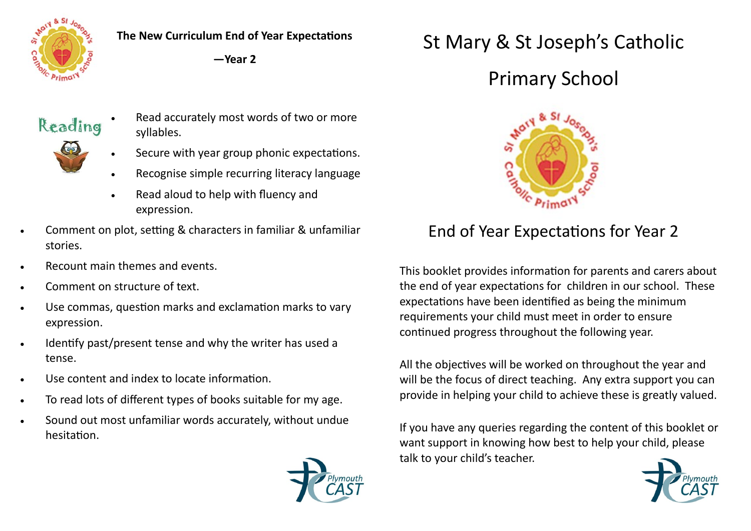## The New Curriculum End of Year Expectations

**—Year 2**

### Reading

- Read accurately most words of two or more syllables.
- Secure with year group phonic expectations.
- Recognise simple recurring literacy language
- Read aloud to help with fluency and expression.
- Comment on plot, setting & characters in familiar & unfamiliar stories.
- Recount main themes and events.
- Comment on structure of text.
- Use commas, question marks and exclamation marks to vary expression.
- Identify past/present tense and why the writer has used a tense.
- Use content and index to locate information.
- To read lots of different types of books suitable for my age.
- Sound out most unfamiliar words accurately, without undue hesitation.

# St Mary & St Joseph's Catholic Primary School

## End of Year Expectations for Year 2

This booklet provides information for parents and carers about the end of year expectations for children in our school. These expectations have been identified as being the minimum requirements your child must meet in order to ensure continued progress throughout the following year.

All the objectives will be worked on throughout the year and will be the focus of direct teaching. Any extra support you can provide in helping your child to achieve these is greatly valued.

If you have any queries regarding the content of this booklet or want support in knowing how best to help your child, please talk to your child's teacher.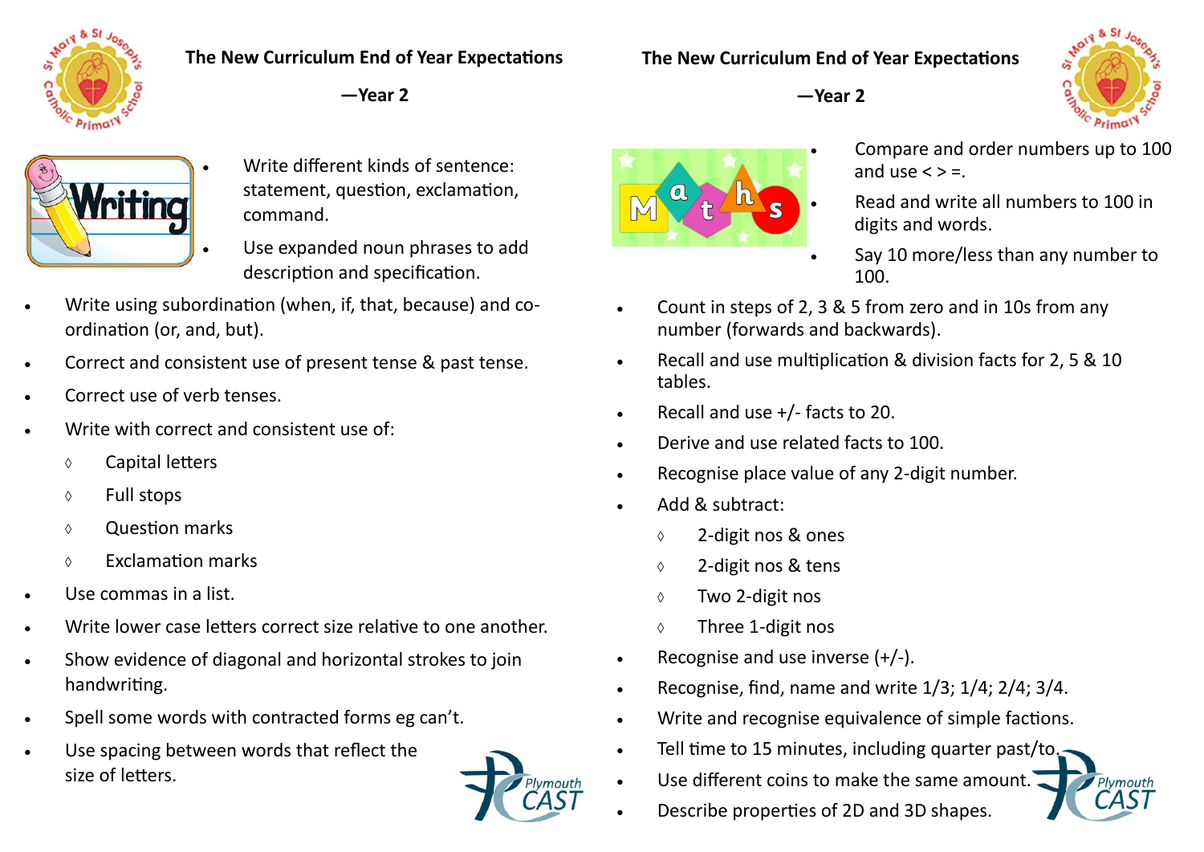## The New Curriculum End of Year Expectations

### —Year 2

#### Writing

- Write different kinds of sentence: statement, question, exclamation, command.
- Use expanded noun phrases to add description and specification.
- Write using subordination (when, if, that, because) and co-ordination (or, and, but).
- Correct and consistent use of present tense & past tense.
- Correct use of verb tenses.
- Write with correct and consistent use of:
  - Capital letters
  - Full stops
  - Question marks
  - Exclamation marks
- Use commas in a list.
- Write lower case letters correct size relative to one another.
- Show evidence of diagonal and horizontal strokes to join handwriting.
- Spell some words with contracted forms eg can't.
- Use spacing between words that reflect the size of letters.

## The New Curriculum End of Year Expectations

### —Year 2

#### Maths

- Compare and order numbers up to 100 and use < > =.
- Read and write all numbers to 100 in digits and words.
- Say 10 more/less than any number to 100.
- Count in steps of 2, 3 & 5 from zero and in 10s from any number (forwards and backwards).
- Recall and use multiplication & division facts for 2, 5 & 10 tables.
- Recall and use +/- facts to 20.
- Derive and use related facts to 100.
- Recognise place value of any 2-digit number.
- Add & subtract:
  - 2-digit nos & ones
  - 2-digit nos & tens
  - Two 2-digit nos
  - Three 1-digit nos
- Recognise and use inverse (+/-).
- Recognise, find, name and write 1/3; 1/4; 2/4; 3/4.
- Write and recognise equivalence of simple factions.
- Tell time to 15 minutes, including quarter past/to.
- Use different coins to make the same amount.
- Describe properties of 2D and 3D shapes.